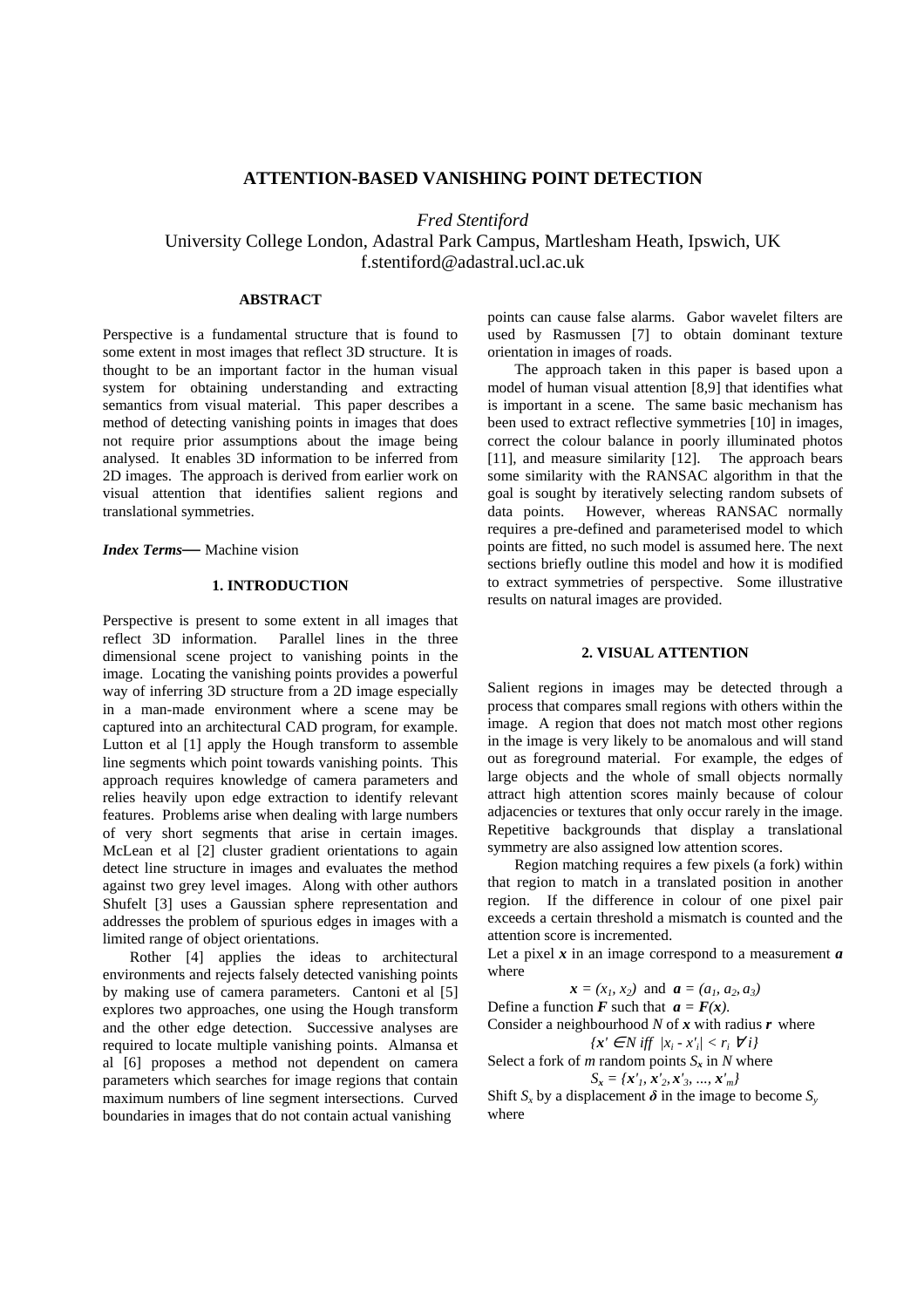# ATTENTION-BASED VANISHING POINT DETECTION

*Fred Stentiford*

University College London, Adastral Park Campus, Martlesham Heath, Ipswich, UK
f.stentiford@adastral.ucl.ac.uk

## ABSTRACT

Perspective is a fundamental structure that is found to some extent in most images that reflect 3D structure. It is thought to be an important factor in the human visual system for obtaining understanding and extracting semantics from visual material. This paper describes a method of detecting vanishing points in images that does not require prior assumptions about the image being analysed. It enables 3D information to be inferred from 2D images. The approach is derived from earlier work on visual attention that identifies salient regions and translational symmetries.

***Index Terms*—** Machine vision

## 1. INTRODUCTION

Perspective is present to some extent in all images that reflect 3D information. Parallel lines in the three dimensional scene project to vanishing points in the image. Locating the vanishing points provides a powerful way of inferring 3D structure from a 2D image especially in a man-made environment where a scene may be captured into an architectural CAD program, for example. Lutton et al [1] apply the Hough transform to assemble line segments which point towards vanishing points. This approach requires knowledge of camera parameters and relies heavily upon edge extraction to identify relevant features. Problems arise when dealing with large numbers of very short segments that arise in certain images. McLean et al [2] cluster gradient orientations to again detect line structure in images and evaluates the method against two grey level images. Along with other authors Shufelt [3] uses a Gaussian sphere representation and addresses the problem of spurious edges in images with a limited range of object orientations.

Rother [4] applies the ideas to architectural environments and rejects falsely detected vanishing points by making use of camera parameters. Cantoni et al [5] explores two approaches, one using the Hough transform and the other edge detection. Successive analyses are required to locate multiple vanishing points. Almansa et al [6] proposes a method not dependent on camera parameters which searches for image regions that contain maximum numbers of line segment intersections. Curved boundaries in images that do not contain actual vanishing points can cause false alarms. Gabor wavelet filters are used by Rasmussen [7] to obtain dominant texture orientation in images of roads.

The approach taken in this paper is based upon a model of human visual attention [8,9] that identifies what is important in a scene. The same basic mechanism has been used to extract reflective symmetries [10] in images, correct the colour balance in poorly illuminated photos [11], and measure similarity [12]. The approach bears some similarity with the RANSAC algorithm in that the goal is sought by iteratively selecting random subsets of data points. However, whereas RANSAC normally requires a pre-defined and parameterised model to which points are fitted, no such model is assumed here. The next sections briefly outline this model and how it is modified to extract symmetries of perspective. Some illustrative results on natural images are provided.

## 2. VISUAL ATTENTION

Salient regions in images may be detected through a process that compares small regions with others within the image. A region that does not match most other regions in the image is very likely to be anomalous and will stand out as foreground material. For example, the edges of large objects and the whole of small objects normally attract high attention scores mainly because of colour adjacencies or textures that only occur rarely in the image. Repetitive backgrounds that display a translational symmetry are also assigned low attention scores.

Region matching requires a few pixels (a fork) within that region to match in a translated position in another region. If the difference in colour of one pixel pair exceeds a certain threshold a mismatch is counted and the attention score is incremented.

Let a pixel $\boldsymbol{x}$ in an image correspond to a measurement $\boldsymbol{a}$ where

$$\boldsymbol{x} = (x_1, x_2) \text{ and } \boldsymbol{a} = (a_1, a_2, a_3)$$

Define a function $\boldsymbol{F}$ such that $\boldsymbol{a} = \boldsymbol{F}(\boldsymbol{x})$.

Consider a neighbourhood $N$ of $\boldsymbol{x}$ with radius $\boldsymbol{r}$ where

$$\{\boldsymbol{x}' \in N \text{ iff } |x_i - x'_i| < r_i \;\forall i\}$$

Select a fork of $m$ random points $S_x$ in $N$ where

$$S_{\boldsymbol{x}} = \{\boldsymbol{x}'_1, \boldsymbol{x}'_2, \boldsymbol{x}'_3, ..., \boldsymbol{x}'_m\}$$

Shift $S_x$ by a displacement $\boldsymbol{\delta}$ in the image to become $S_y$ where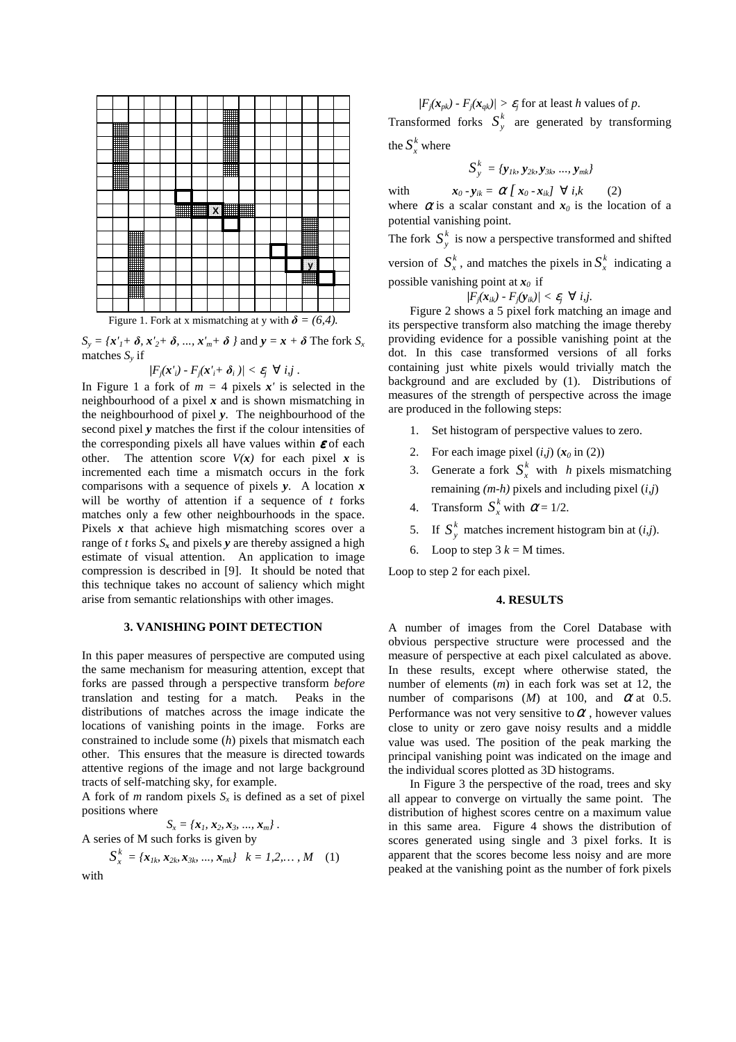Figure 1. Fork at x mismatching at y with $\delta = (6,4)$.

$S_y = \{x'_1 + \delta, x'_2 + \delta, ..., x'_m + \delta\}$ and $y = x + \delta$ The fork $S_x$ matches $S_y$ if

$$|F_j(x'_i) - F_j(x'_i + \delta_i)| < \varepsilon_j \;\; \forall \; i,j \; .$$

In Figure 1 a fork of $m = 4$ pixels $x'$ is selected in the neighbourhood of a pixel $x$ and is shown mismatching in the neighbourhood of pixel $y$. The neighbourhood of the second pixel $y$ matches the first if the colour intensities of the corresponding pixels all have values within $\varepsilon$ of each other. The attention score $V(x)$ for each pixel $x$ is incremented each time a mismatch occurs in the fork comparisons with a sequence of pixels $y$. A location $x$ will be worthy of attention if a sequence of $t$ forks matches only a few other neighbourhoods in the space. Pixels $x$ that achieve high mismatching scores over a range of $t$ forks $S_x$ and pixels $y$ are thereby assigned a high estimate of visual attention. An application to image compression is described in [9]. It should be noted that this technique takes no account of saliency which might arise from semantic relationships with other images.

## 3. VANISHING POINT DETECTION

In this paper measures of perspective are computed using the same mechanism for measuring attention, except that forks are passed through a perspective transform *before* translation and testing for a match. Peaks in the distributions of matches across the image indicate the locations of vanishing points in the image. Forks are constrained to include some ($h$) pixels that mismatch each other. This ensures that the measure is directed towards attentive regions of the image and not large background tracts of self-matching sky, for example.

A fork of $m$ random pixels $S_x$ is defined as a set of pixel positions where

$$S_x = \{x_1, x_2, x_3, ..., x_m\} \, .$$

A series of M such forks is given by

$$S_x^k = \{x_{1k}, x_{2k}, x_{3k}, ..., x_{mk}\} \quad k = 1,2,\dots, M \quad (1)$$

with

$$|F_j(x_{pk}) - F_j(x_{qk})| > \varepsilon_j \text{ for at least } h \text{ values of } p.$$

Transformed forks $S_y^k$ are generated by transforming the $S_x^k$ where

$$S_y^k = \{y_{1k}, y_{2k}, y_{3k}, ..., y_{mk}\}$$

with $\quad x_0 - y_{ik} = \alpha\,[\,x_0 - x_{ik}] \;\; \forall \; i,k \quad (2)$

where $\alpha$ is a scalar constant and $x_0$ is the location of a potential vanishing point.

The fork $S_y^k$ is now a perspective transformed and shifted version of $S_x^k$, and matches the pixels in $S_x^k$ indicating a possible vanishing point at $x_0$ if

$$|F_j(x_{ik}) - F_j(y_{ik})| < \varepsilon_j \;\; \forall \; i,j.$$

Figure 2 shows a 5 pixel fork matching an image and its perspective transform also matching the image thereby providing evidence for a possible vanishing point at the dot. In this case transformed versions of all forks containing just white pixels would trivially match the background and are excluded by (1). Distributions of measures of the strength of perspective across the image are produced in the following steps:

1. Set histogram of perspective values to zero.
2. For each image pixel $(i,j)$ ($x_0$ in (2))
3. Generate a fork $S_x^k$ with $h$ pixels mismatching remaining $(m\text{-}h)$ pixels and including pixel $(i,j)$
4. Transform $S_x^k$ with $\alpha = 1/2$.
5. If $S_y^k$ matches increment histogram bin at $(i,j)$.
6. Loop to step 3 $k$ = M times.

Loop to step 2 for each pixel.

## 4. RESULTS

A number of images from the Corel Database with obvious perspective structure were processed and the measure of perspective at each pixel calculated as above. In these results, except where otherwise stated, the number of elements ($m$) in each fork was set at 12, the number of comparisons ($M$) at 100, and $\alpha$ at 0.5. Performance was not very sensitive to $\alpha$, however values close to unity or zero gave noisy results and a middle value was used. The position of the peak marking the principal vanishing point was indicated on the image and the individual scores plotted as 3D histograms.

In Figure 3 the perspective of the road, trees and sky all appear to converge on virtually the same point. The distribution of highest scores centre on a maximum value in this same area. Figure 4 shows the distribution of scores generated using single and 3 pixel forks. It is apparent that the scores become less noisy and are more peaked at the vanishing point as the number of fork pixels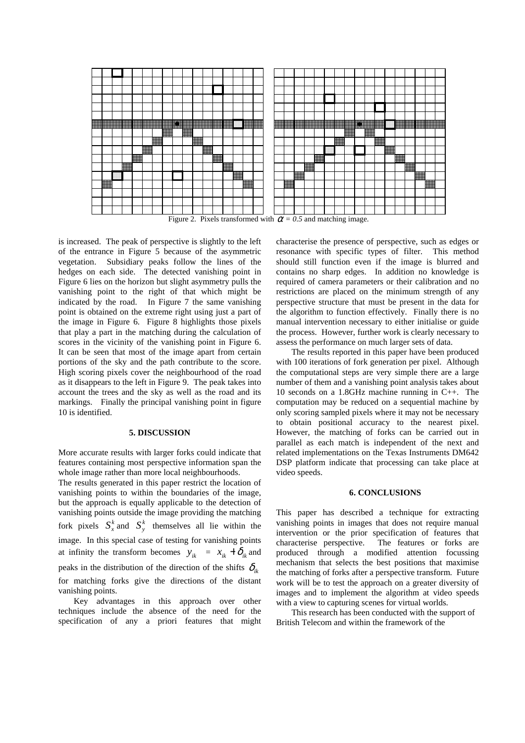Figure 2. Pixels transformed with $\alpha = 0.5$ and matching image.

is increased. The peak of perspective is slightly to the left of the entrance in Figure 5 because of the asymmetric vegetation. Subsidiary peaks follow the lines of the hedges on each side. The detected vanishing point in Figure 6 lies on the horizon but slight asymmetry pulls the vanishing point to the right of that which might be indicated by the road. In Figure 7 the same vanishing point is obtained on the extreme right using just a part of the image in Figure 6. Figure 8 highlights those pixels that play a part in the matching during the calculation of scores in the vicinity of the vanishing point in Figure 6. It can be seen that most of the image apart from certain portions of the sky and the path contribute to the score. High scoring pixels cover the neighbourhood of the road as it disappears to the left in Figure 9. The peak takes into account the trees and the sky as well as the road and its markings. Finally the principal vanishing point in figure 10 is identified.

## 5. DISCUSSION

More accurate results with larger forks could indicate that features containing most perspective information span the whole image rather than more local neighbourhoods.

The results generated in this paper restrict the location of vanishing points to within the boundaries of the image, but the approach is equally applicable to the detection of vanishing points outside the image providing the matching fork pixels $S_x^k$ and $S_y^k$ themselves all lie within the image. In this special case of testing for vanishing points at infinity the transform becomes $y_{ik} = x_{ik} + \delta_{ik}$ and peaks in the distribution of the direction of the shifts $\delta_{ik}$ for matching forks give the directions of the distant vanishing points.

Key advantages in this approach over other techniques include the absence of the need for the specification of any a priori features that might characterise the presence of perspective, such as edges or resonance with specific types of filter. This method should still function even if the image is blurred and contains no sharp edges. In addition no knowledge is required of camera parameters or their calibration and no restrictions are placed on the minimum strength of any perspective structure that must be present in the data for the algorithm to function effectively. Finally there is no manual intervention necessary to either initialise or guide the process. However, further work is clearly necessary to assess the performance on much larger sets of data.

The results reported in this paper have been produced with 100 iterations of fork generation per pixel. Although the computational steps are very simple there are a large number of them and a vanishing point analysis takes about 10 seconds on a 1.8GHz machine running in C++. The computation may be reduced on a sequential machine by only scoring sampled pixels where it may not be necessary to obtain positional accuracy to the nearest pixel. However, the matching of forks can be carried out in parallel as each match is independent of the next and related implementations on the Texas Instruments DM642 DSP platform indicate that processing can take place at video speeds.

## 6. CONCLUSIONS

This paper has described a technique for extracting vanishing points in images that does not require manual intervention or the prior specification of features that characterise perspective. The features or forks are produced through a modified attention focussing mechanism that selects the best positions that maximise the matching of forks after a perspective transform. Future work will be to test the approach on a greater diversity of images and to implement the algorithm at video speeds with a view to capturing scenes for virtual worlds.

This research has been conducted with the support of British Telecom and within the framework of the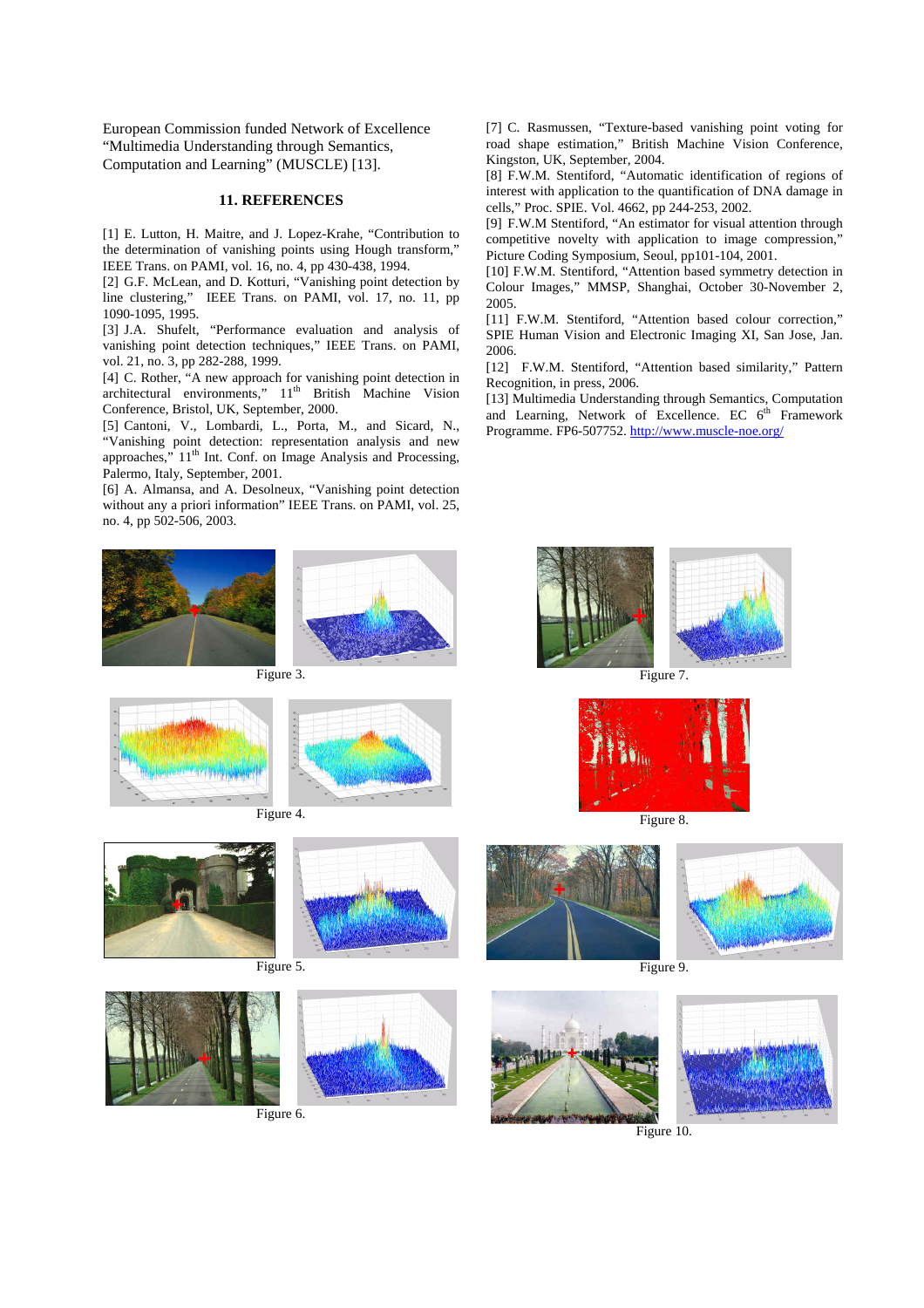European Commission funded Network of Excellence "Multimedia Understanding through Semantics, Computation and Learning" (MUSCLE) [13].

## 11. REFERENCES

[1] E. Lutton, H. Maitre, and J. Lopez-Krahe, "Contribution to the determination of vanishing points using Hough transform," IEEE Trans. on PAMI, vol. 16, no. 4, pp 430-438, 1994.

[2] G.F. McLean, and D. Kotturi, "Vanishing point detection by line clustering," IEEE Trans. on PAMI, vol. 17, no. 11, pp 1090-1095, 1995.

[3] J.A. Shufelt, "Performance evaluation and analysis of vanishing point detection techniques," IEEE Trans. on PAMI, vol. 21, no. 3, pp 282-288, 1999.

[4] C. Rother, "A new approach for vanishing point detection in architectural environments," 11th British Machine Vision Conference, Bristol, UK, September, 2000.

[5] Cantoni, V., Lombardi, L., Porta, M., and Sicard, N., "Vanishing point detection: representation analysis and new approaches," 11th Int. Conf. on Image Analysis and Processing, Palermo, Italy, September, 2001.

[6] A. Almansa, and A. Desolneux, "Vanishing point detection without any a priori information" IEEE Trans. on PAMI, vol. 25, no. 4, pp 502-506, 2003.

[7] C. Rasmussen, "Texture-based vanishing point voting for road shape estimation," British Machine Vision Conference, Kingston, UK, September, 2004.

[8] F.W.M. Stentiford, "Automatic identification of regions of interest with application to the quantification of DNA damage in cells," Proc. SPIE. Vol. 4662, pp 244-253, 2002.

[9] F.W.M Stentiford, "An estimator for visual attention through competitive novelty with application to image compression," Picture Coding Symposium, Seoul, pp101-104, 2001.

[10] F.W.M. Stentiford, "Attention based symmetry detection in Colour Images," MMSP, Shanghai, October 30-November 2, 2005.

[11] F.W.M. Stentiford, "Attention based colour correction," SPIE Human Vision and Electronic Imaging XI, San Jose, Jan. 2006.

[12] F.W.M. Stentiford, "Attention based similarity," Pattern Recognition, in press, 2006.

[13] Multimedia Understanding through Semantics, Computation and Learning, Network of Excellence. EC 6th Framework Programme. FP6-507752. http://www.muscle-noe.org/

Figure 3.

Figure 4.

Figure 5.

Figure 6.

Figure 7.

Figure 8.

Figure 9.

Figure 10.